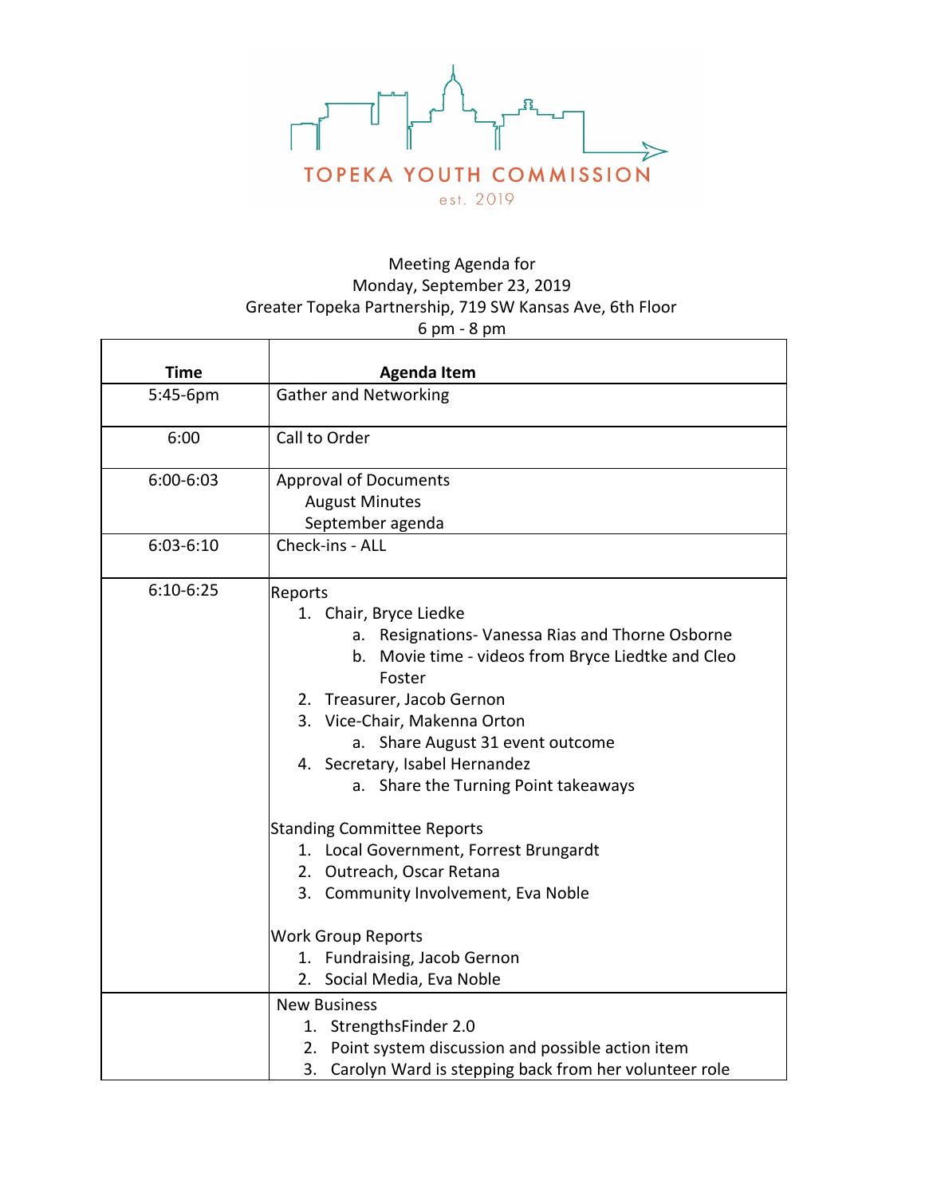# TOPEKA YOUTH COMMISSION

est. 2019

Meeting Agenda for
Monday, September 23, 2019
Greater Topeka Partnership, 719 SW Kansas Ave, 6th Floor
6 pm - 8 pm

| Time | Agenda Item |
|---|---|
| 5:45-6pm | Gather and Networking |
| 6:00 | Call to Order |
| 6:00-6:03 | Approval of Documents<br>August Minutes<br>September agenda |
| 6:03-6:10 | Check-ins - ALL |
| 6:10-6:25 | Reports<br>1. Chair, Bryce Liedke<br>a. Resignations- Vanessa Rias and Thorne Osborne<br>b. Movie time - videos from Bryce Liedtke and Cleo Foster<br>2. Treasurer, Jacob Gernon<br>3. Vice-Chair, Makenna Orton<br>a. Share August 31 event outcome<br>4. Secretary, Isabel Hernandez<br>a. Share the Turning Point takeaways<br><br>Standing Committee Reports<br>1. Local Government, Forrest Brungardt<br>2. Outreach, Oscar Retana<br>3. Community Involvement, Eva Noble<br><br>Work Group Reports<br>1. Fundraising, Jacob Gernon<br>2. Social Media, Eva Noble |
| | New Business<br>1. StrengthsFinder 2.0<br>2. Point system discussion and possible action item<br>3. Carolyn Ward is stepping back from her volunteer role |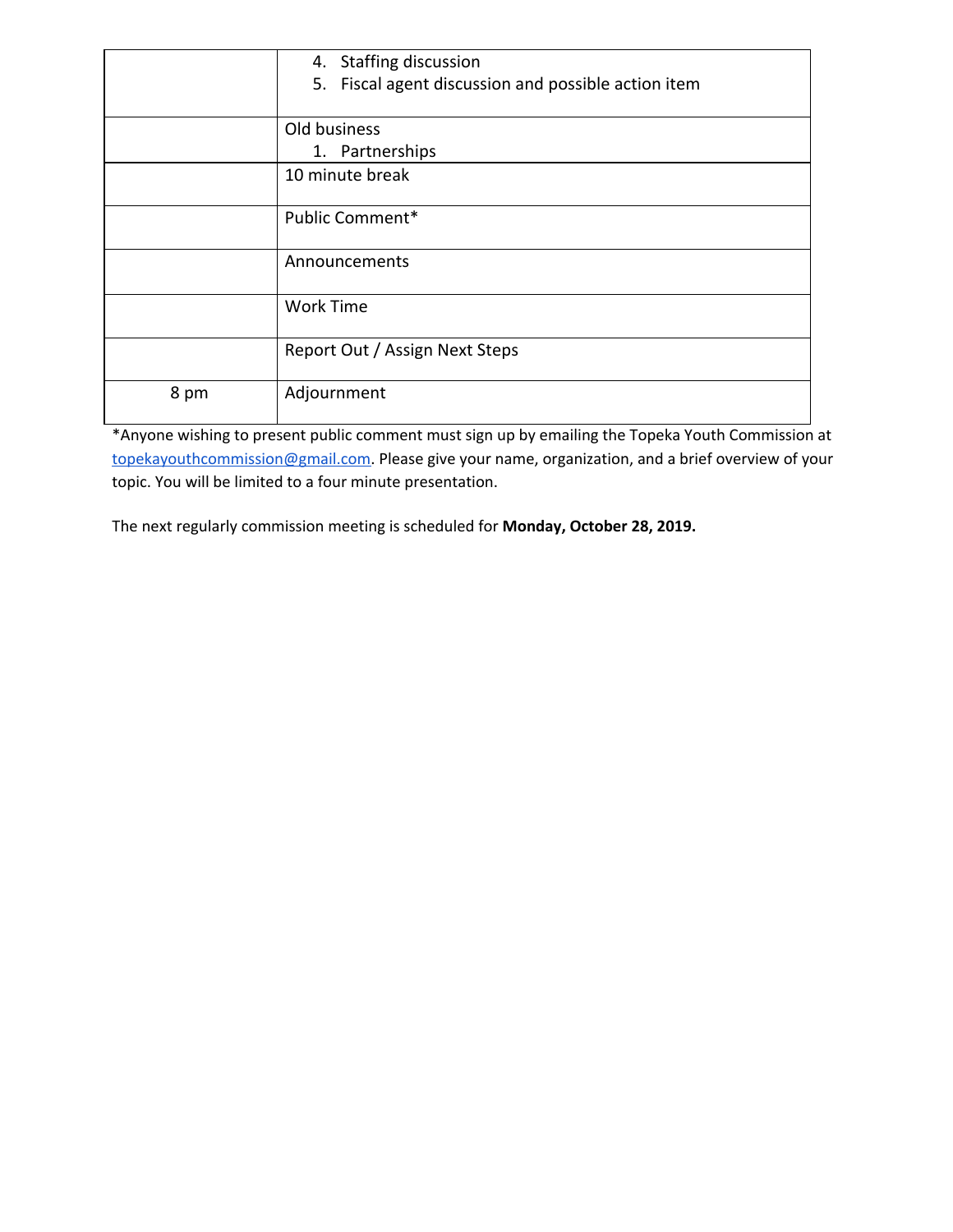| | |
|---|---|
| | 4. Staffing discussion<br>5. Fiscal agent discussion and possible action item |
| | Old business<br>1. Partnerships |
| | 10 minute break |
| | Public Comment* |
| | Announcements |
| | Work Time |
| | Report Out / Assign Next Steps |
| 8 pm | Adjournment |

*Anyone wishing to present public comment must sign up by emailing the Topeka Youth Commission at topekayouthcommission@gmail.com. Please give your name, organization, and a brief overview of your topic. You will be limited to a four minute presentation.

The next regularly commission meeting is scheduled for **Monday, October 28, 2019.**